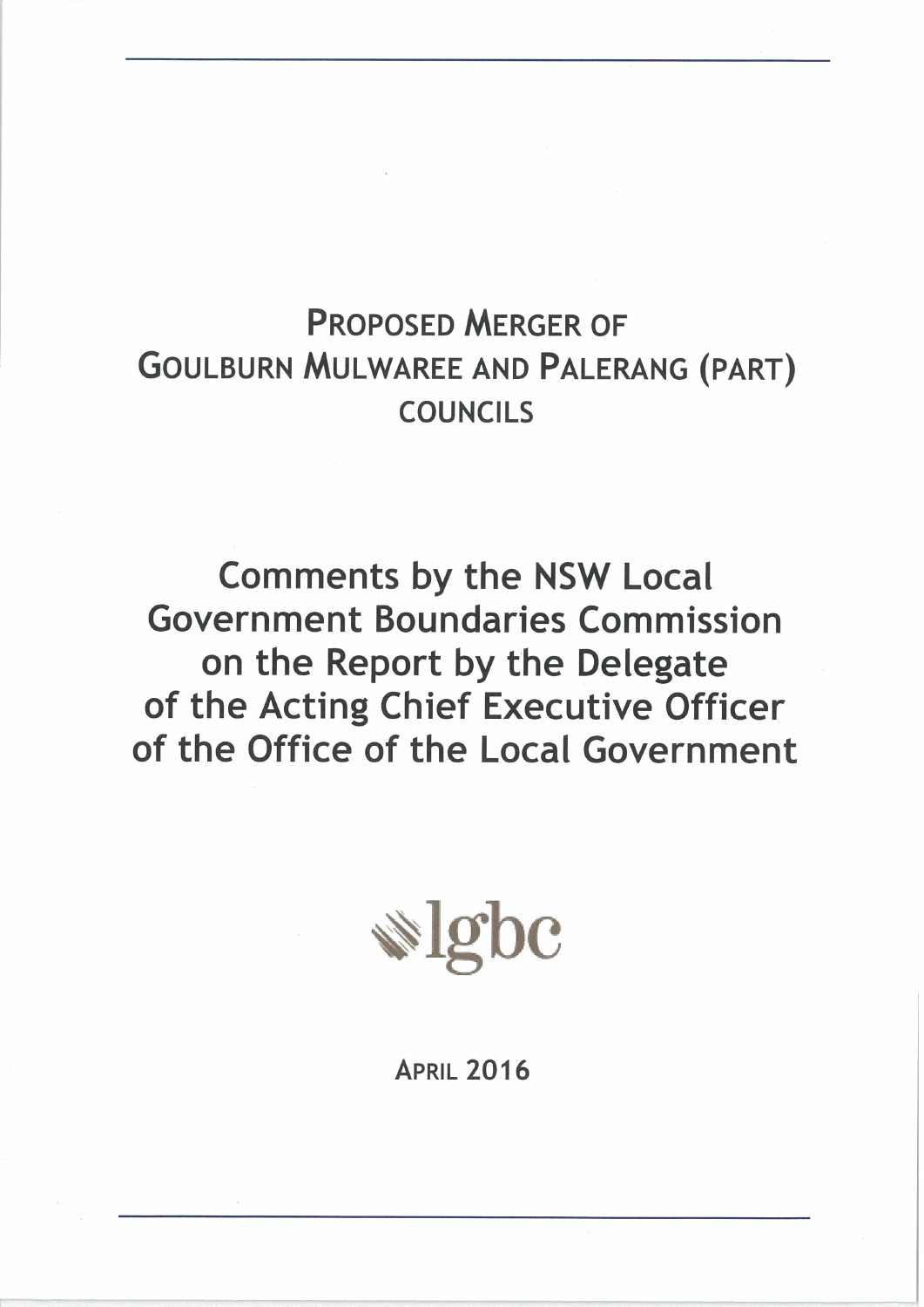# Proposed Merger of Goulburn Mulwaree and Palerang (Part) Councils

# Comments by the NSW Local Government Boundaries Commission on the Report by the Delegate of the Acting Chief Executive Officer of the Office of the Local Government

lgbc

April 2016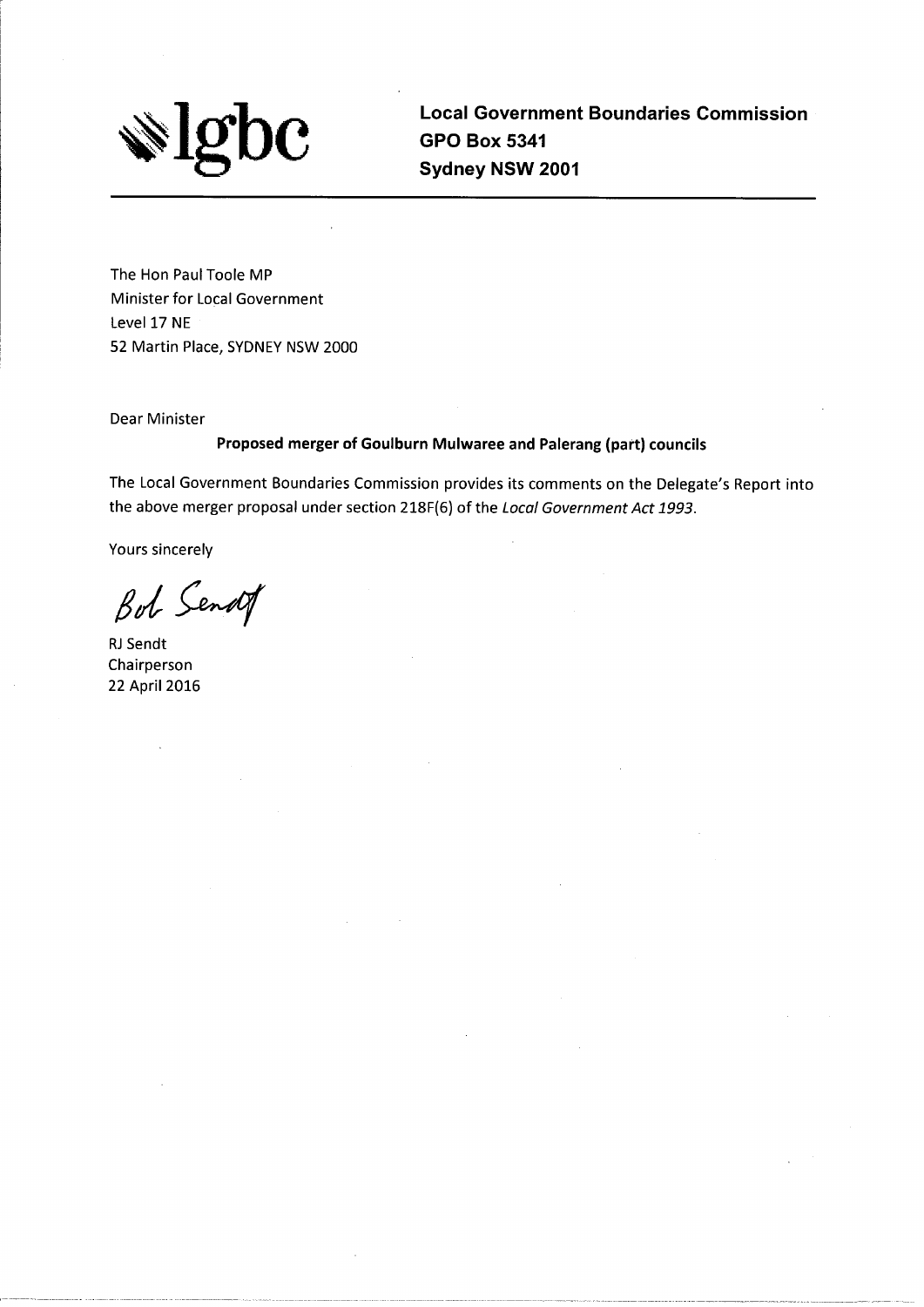**lgbc**

**Local Government Boundaries Commission**
**GPO Box 5341**
**Sydney NSW 2001**

---

The Hon Paul Toole MP
Minister for Local Government
Level 17 NE
52 Martin Place, SYDNEY NSW 2000

Dear Minister

**Proposed merger of Goulburn Mulwaree and Palerang (part) councils**

The Local Government Boundaries Commission provides its comments on the Delegate's Report into the above merger proposal under section 218F(6) of the *Local Government Act 1993*.

Yours sincerely

Bob Sendt

RJ Sendt
Chairperson
22 April 2016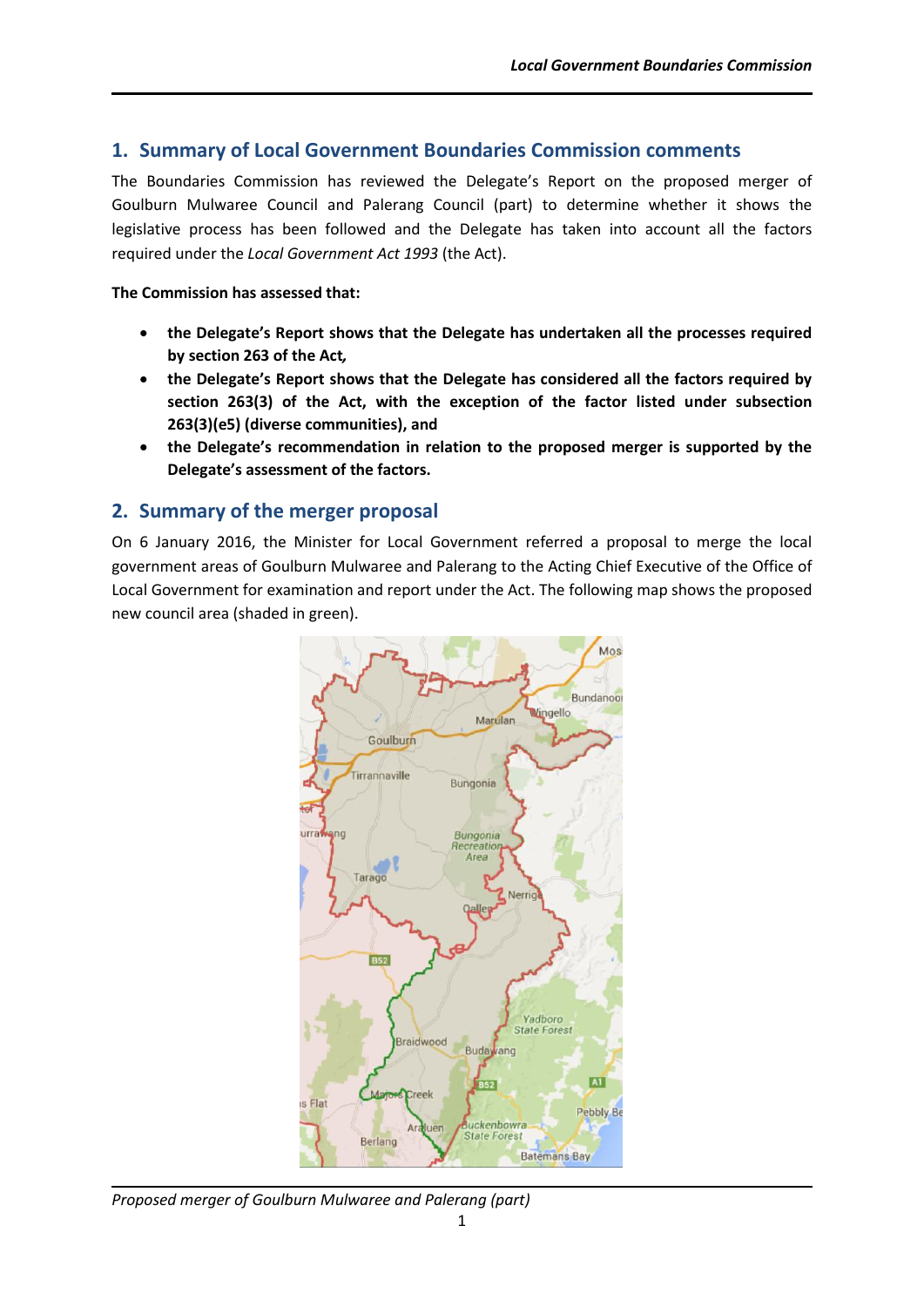## 1. Summary of Local Government Boundaries Commission comments

The Boundaries Commission has reviewed the Delegate's Report on the proposed merger of Goulburn Mulwaree Council and Palerang Council (part) to determine whether it shows the legislative process has been followed and the Delegate has taken into account all the factors required under the *Local Government Act 1993* (the Act).

**The Commission has assessed that:**

- **the Delegate's Report shows that the Delegate has undertaken all the processes required by section 263 of the Act,**
- **the Delegate's Report shows that the Delegate has considered all the factors required by section 263(3) of the Act, with the exception of the factor listed under subsection 263(3)(e5) (diverse communities), and**
- **the Delegate's recommendation in relation to the proposed merger is supported by the Delegate's assessment of the factors.**

## 2. Summary of the merger proposal

On 6 January 2016, the Minister for Local Government referred a proposal to merge the local government areas of Goulburn Mulwaree and Palerang to the Acting Chief Executive of the Office of Local Government for examination and report under the Act. The following map shows the proposed new council area (shaded in green).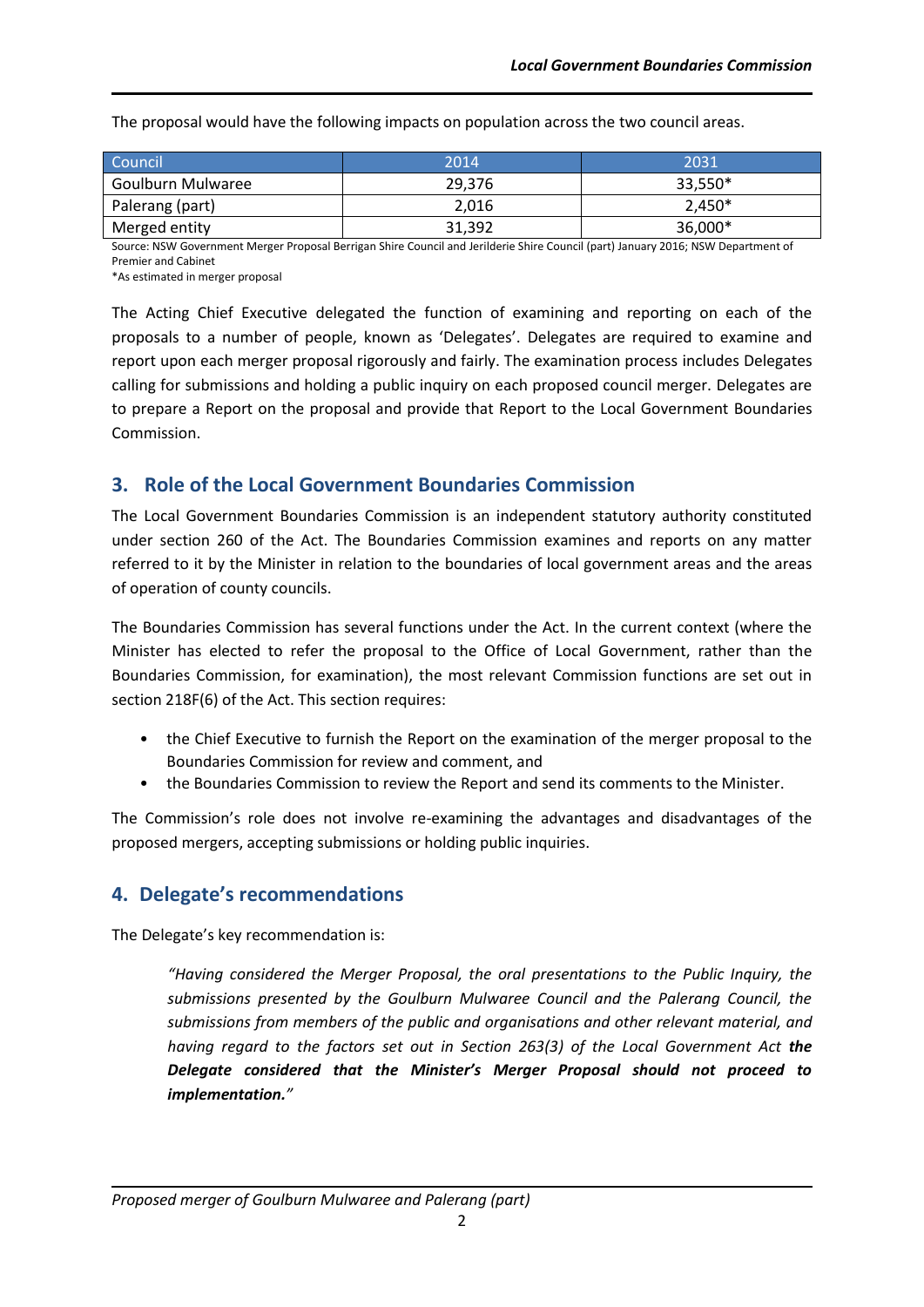The proposal would have the following impacts on population across the two council areas.

| Council | 2014 | 2031 |
| --- | --- | --- |
| Goulburn Mulwaree | 29,376 | 33,550* |
| Palerang (part) | 2,016 | 2,450* |
| Merged entity | 31,392 | 36,000* |

Source: NSW Government Merger Proposal Berrigan Shire Council and Jerilderie Shire Council (part) January 2016; NSW Department of Premier and Cabinet
*As estimated in merger proposal

The Acting Chief Executive delegated the function of examining and reporting on each of the proposals to a number of people, known as 'Delegates'. Delegates are required to examine and report upon each merger proposal rigorously and fairly. The examination process includes Delegates calling for submissions and holding a public inquiry on each proposed council merger. Delegates are to prepare a Report on the proposal and provide that Report to the Local Government Boundaries Commission.

## 3. Role of the Local Government Boundaries Commission

The Local Government Boundaries Commission is an independent statutory authority constituted under section 260 of the Act. The Boundaries Commission examines and reports on any matter referred to it by the Minister in relation to the boundaries of local government areas and the areas of operation of county councils.

The Boundaries Commission has several functions under the Act. In the current context (where the Minister has elected to refer the proposal to the Office of Local Government, rather than the Boundaries Commission, for examination), the most relevant Commission functions are set out in section 218F(6) of the Act. This section requires:

- the Chief Executive to furnish the Report on the examination of the merger proposal to the Boundaries Commission for review and comment, and
- the Boundaries Commission to review the Report and send its comments to the Minister.

The Commission's role does not involve re-examining the advantages and disadvantages of the proposed mergers, accepting submissions or holding public inquiries.

## 4. Delegate's recommendations

The Delegate's key recommendation is:

> *"Having considered the Merger Proposal, the oral presentations to the Public Inquiry, the submissions presented by the Goulburn Mulwaree Council and the Palerang Council, the submissions from members of the public and organisations and other relevant material, and having regard to the factors set out in Section 263(3) of the Local Government Act **the Delegate considered that the Minister's Merger Proposal should not proceed to implementation.**"*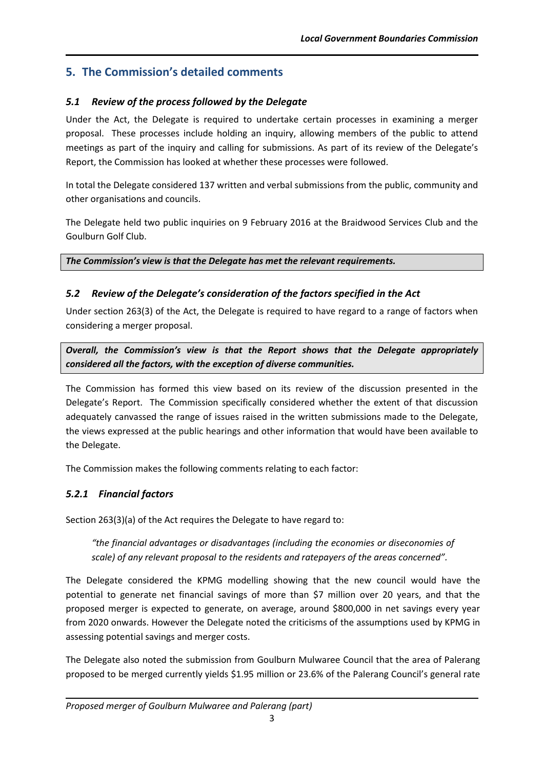## 5. The Commission's detailed comments

### *5.1 Review of the process followed by the Delegate*

Under the Act, the Delegate is required to undertake certain processes in examining a merger proposal. These processes include holding an inquiry, allowing members of the public to attend meetings as part of the inquiry and calling for submissions. As part of its review of the Delegate's Report, the Commission has looked at whether these processes were followed.

In total the Delegate considered 137 written and verbal submissions from the public, community and other organisations and councils.

The Delegate held two public inquiries on 9 February 2016 at the Braidwood Services Club and the Goulburn Golf Club.

***The Commission's view is that the Delegate has met the relevant requirements.***

### *5.2 Review of the Delegate's consideration of the factors specified in the Act*

Under section 263(3) of the Act, the Delegate is required to have regard to a range of factors when considering a merger proposal.

***Overall, the Commission's view is that the Report shows that the Delegate appropriately considered all the factors, with the exception of diverse communities.***

The Commission has formed this view based on its review of the discussion presented in the Delegate's Report. The Commission specifically considered whether the extent of that discussion adequately canvassed the range of issues raised in the written submissions made to the Delegate, the views expressed at the public hearings and other information that would have been available to the Delegate.

The Commission makes the following comments relating to each factor:

#### *5.2.1 Financial factors*

Section 263(3)(a) of the Act requires the Delegate to have regard to:

> *"the financial advantages or disadvantages (including the economies or diseconomies of scale) of any relevant proposal to the residents and ratepayers of the areas concerned".*

The Delegate considered the KPMG modelling showing that the new council would have the potential to generate net financial savings of more than $7 million over 20 years, and that the proposed merger is expected to generate, on average, around $800,000 in net savings every year from 2020 onwards. However the Delegate noted the criticisms of the assumptions used by KPMG in assessing potential savings and merger costs.

The Delegate also noted the submission from Goulburn Mulwaree Council that the area of Palerang proposed to be merged currently yields $1.95 million or 23.6% of the Palerang Council's general rate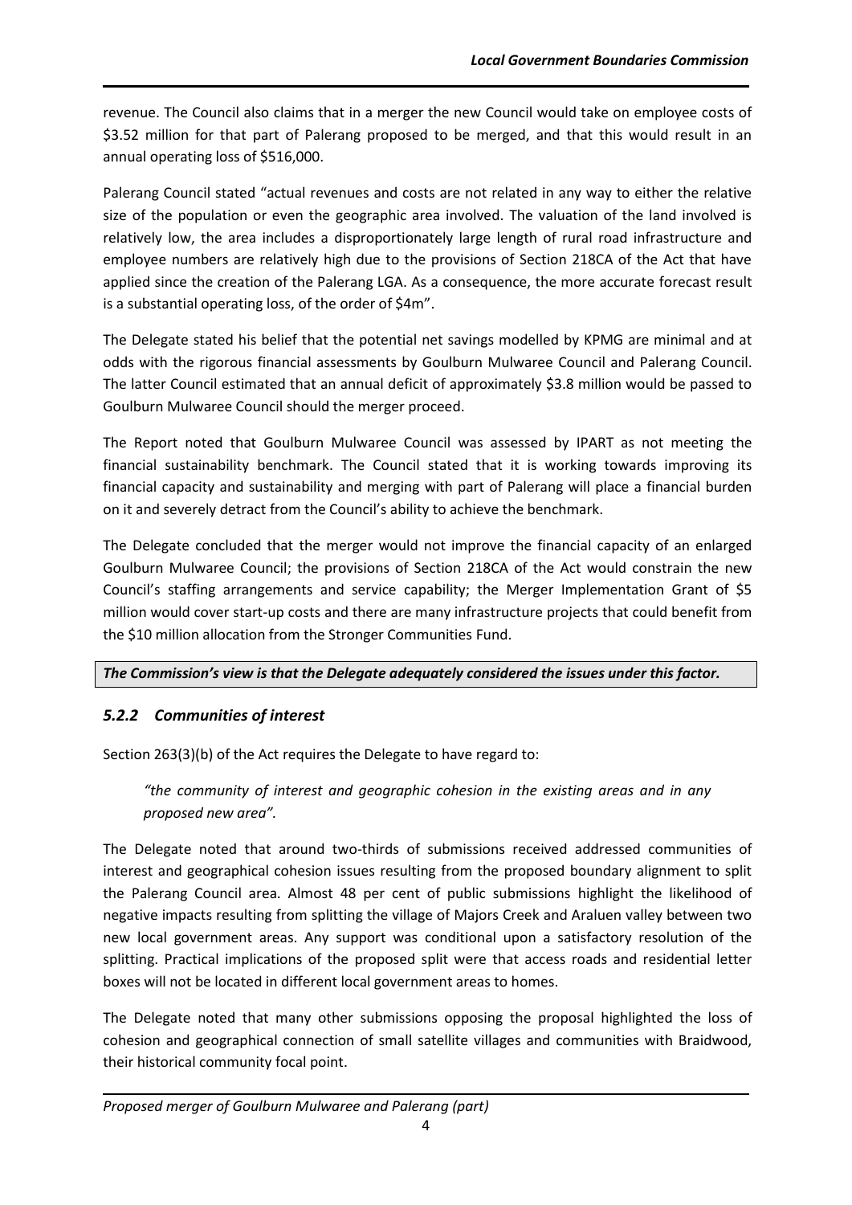revenue. The Council also claims that in a merger the new Council would take on employee costs of \$3.52 million for that part of Palerang proposed to be merged, and that this would result in an annual operating loss of \$516,000.

Palerang Council stated "actual revenues and costs are not related in any way to either the relative size of the population or even the geographic area involved. The valuation of the land involved is relatively low, the area includes a disproportionately large length of rural road infrastructure and employee numbers are relatively high due to the provisions of Section 218CA of the Act that have applied since the creation of the Palerang LGA. As a consequence, the more accurate forecast result is a substantial operating loss, of the order of \$4m".

The Delegate stated his belief that the potential net savings modelled by KPMG are minimal and at odds with the rigorous financial assessments by Goulburn Mulwaree Council and Palerang Council. The latter Council estimated that an annual deficit of approximately \$3.8 million would be passed to Goulburn Mulwaree Council should the merger proceed.

The Report noted that Goulburn Mulwaree Council was assessed by IPART as not meeting the financial sustainability benchmark. The Council stated that it is working towards improving its financial capacity and sustainability and merging with part of Palerang will place a financial burden on it and severely detract from the Council's ability to achieve the benchmark.

The Delegate concluded that the merger would not improve the financial capacity of an enlarged Goulburn Mulwaree Council; the provisions of Section 218CA of the Act would constrain the new Council's staffing arrangements and service capability; the Merger Implementation Grant of \$5 million would cover start-up costs and there are many infrastructure projects that could benefit from the \$10 million allocation from the Stronger Communities Fund.

***The Commission's view is that the Delegate adequately considered the issues under this factor.***

### *5.2.2 Communities of interest*

Section 263(3)(b) of the Act requires the Delegate to have regard to:

> *"the community of interest and geographic cohesion in the existing areas and in any proposed new area".*

The Delegate noted that around two-thirds of submissions received addressed communities of interest and geographical cohesion issues resulting from the proposed boundary alignment to split the Palerang Council area. Almost 48 per cent of public submissions highlight the likelihood of negative impacts resulting from splitting the village of Majors Creek and Araluen valley between two new local government areas. Any support was conditional upon a satisfactory resolution of the splitting. Practical implications of the proposed split were that access roads and residential letter boxes will not be located in different local government areas to homes.

The Delegate noted that many other submissions opposing the proposal highlighted the loss of cohesion and geographical connection of small satellite villages and communities with Braidwood, their historical community focal point.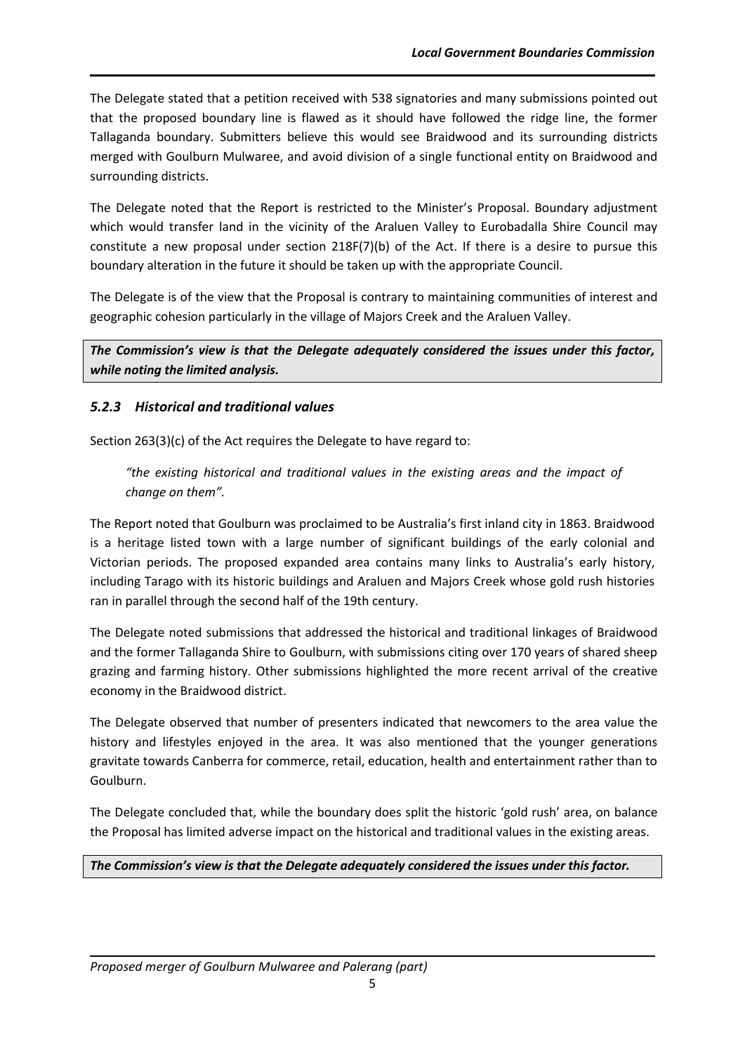The Delegate stated that a petition received with 538 signatories and many submissions pointed out that the proposed boundary line is flawed as it should have followed the ridge line, the former Tallaganda boundary. Submitters believe this would see Braidwood and its surrounding districts merged with Goulburn Mulwaree, and avoid division of a single functional entity on Braidwood and surrounding districts.

The Delegate noted that the Report is restricted to the Minister's Proposal. Boundary adjustment which would transfer land in the vicinity of the Araluen Valley to Eurobadalla Shire Council may constitute a new proposal under section 218F(7)(b) of the Act. If there is a desire to pursue this boundary alteration in the future it should be taken up with the appropriate Council.

The Delegate is of the view that the Proposal is contrary to maintaining communities of interest and geographic cohesion particularly in the village of Majors Creek and the Araluen Valley.

***The Commission's view is that the Delegate adequately considered the issues under this factor, while noting the limited analysis.***

### *5.2.3 Historical and traditional values*

Section 263(3)(c) of the Act requires the Delegate to have regard to:

> *"the existing historical and traditional values in the existing areas and the impact of change on them".*

The Report noted that Goulburn was proclaimed to be Australia's first inland city in 1863. Braidwood is a heritage listed town with a large number of significant buildings of the early colonial and Victorian periods. The proposed expanded area contains many links to Australia's early history, including Tarago with its historic buildings and Araluen and Majors Creek whose gold rush histories ran in parallel through the second half of the 19th century.

The Delegate noted submissions that addressed the historical and traditional linkages of Braidwood and the former Tallaganda Shire to Goulburn, with submissions citing over 170 years of shared sheep grazing and farming history. Other submissions highlighted the more recent arrival of the creative economy in the Braidwood district.

The Delegate observed that number of presenters indicated that newcomers to the area value the history and lifestyles enjoyed in the area. It was also mentioned that the younger generations gravitate towards Canberra for commerce, retail, education, health and entertainment rather than to Goulburn.

The Delegate concluded that, while the boundary does split the historic 'gold rush' area, on balance the Proposal has limited adverse impact on the historical and traditional values in the existing areas.

***The Commission's view is that the Delegate adequately considered the issues under this factor.***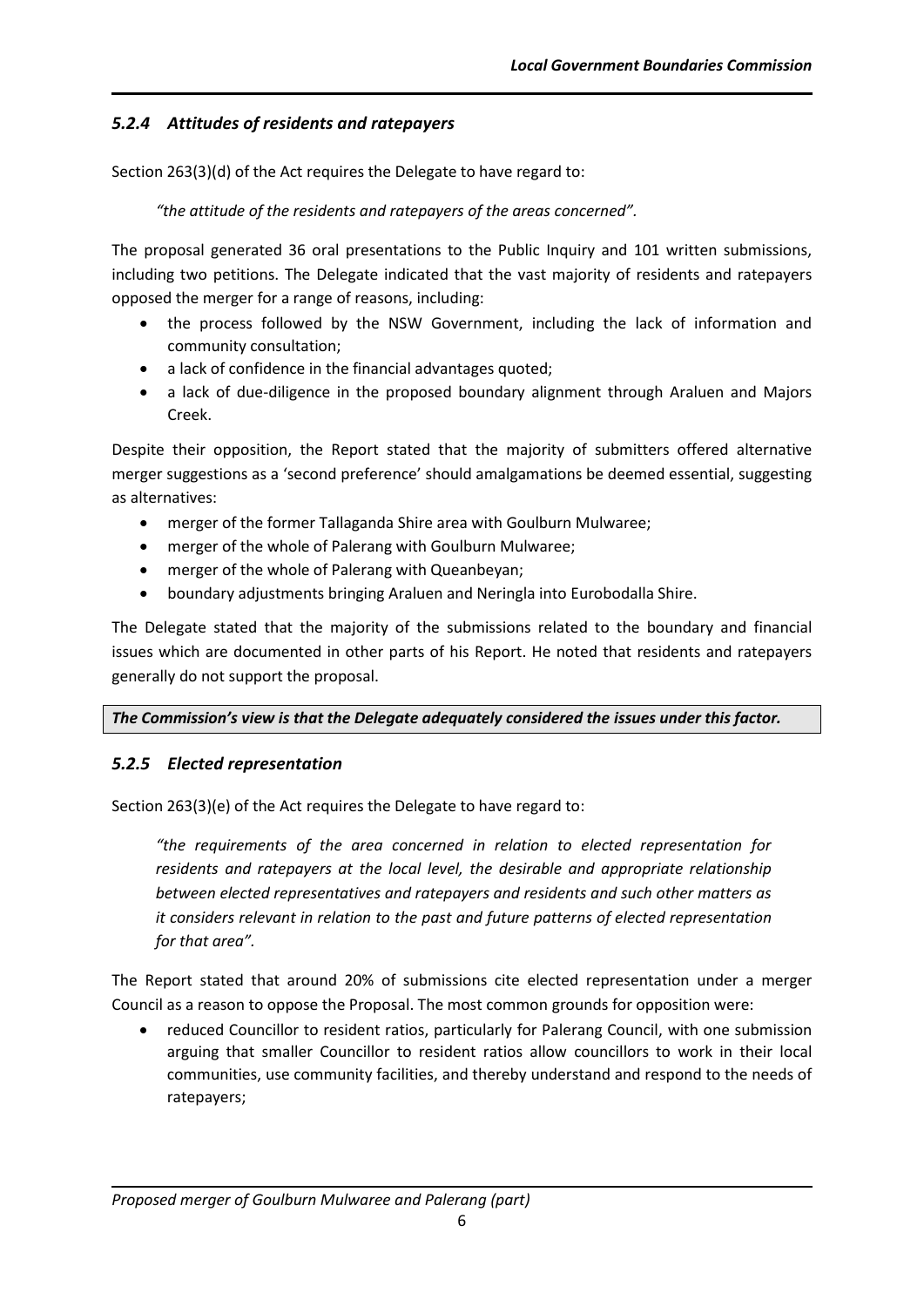### *5.2.4 Attitudes of residents and ratepayers*

Section 263(3)(d) of the Act requires the Delegate to have regard to:

> *"the attitude of the residents and ratepayers of the areas concerned".*

The proposal generated 36 oral presentations to the Public Inquiry and 101 written submissions, including two petitions. The Delegate indicated that the vast majority of residents and ratepayers opposed the merger for a range of reasons, including:

- the process followed by the NSW Government, including the lack of information and community consultation;
- a lack of confidence in the financial advantages quoted;
- a lack of due-diligence in the proposed boundary alignment through Araluen and Majors Creek.

Despite their opposition, the Report stated that the majority of submitters offered alternative merger suggestions as a 'second preference' should amalgamations be deemed essential, suggesting as alternatives:

- merger of the former Tallaganda Shire area with Goulburn Mulwaree;
- merger of the whole of Palerang with Goulburn Mulwaree;
- merger of the whole of Palerang with Queanbeyan;
- boundary adjustments bringing Araluen and Neringla into Eurobodalla Shire.

The Delegate stated that the majority of the submissions related to the boundary and financial issues which are documented in other parts of his Report. He noted that residents and ratepayers generally do not support the proposal.

***The Commission's view is that the Delegate adequately considered the issues under this factor.***

### *5.2.5 Elected representation*

Section 263(3)(e) of the Act requires the Delegate to have regard to:

> *"the requirements of the area concerned in relation to elected representation for residents and ratepayers at the local level, the desirable and appropriate relationship between elected representatives and ratepayers and residents and such other matters as it considers relevant in relation to the past and future patterns of elected representation for that area".*

The Report stated that around 20% of submissions cite elected representation under a merger Council as a reason to oppose the Proposal. The most common grounds for opposition were:

- reduced Councillor to resident ratios, particularly for Palerang Council, with one submission arguing that smaller Councillor to resident ratios allow councillors to work in their local communities, use community facilities, and thereby understand and respond to the needs of ratepayers;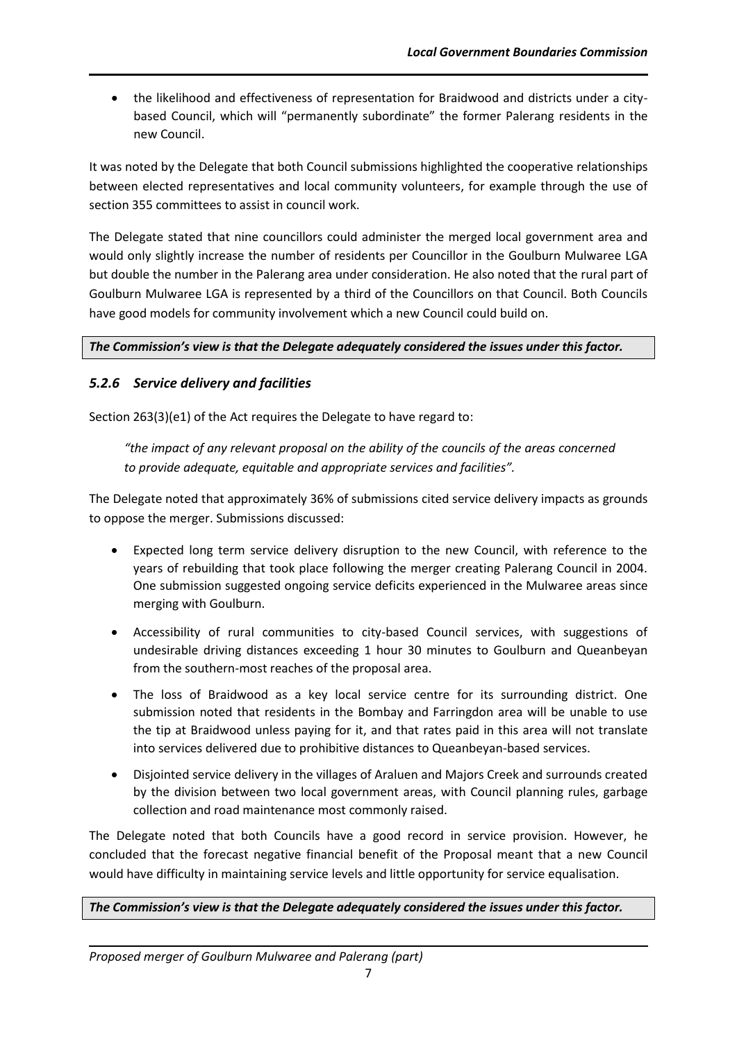- the likelihood and effectiveness of representation for Braidwood and districts under a city-based Council, which will "permanently subordinate" the former Palerang residents in the new Council.

It was noted by the Delegate that both Council submissions highlighted the cooperative relationships between elected representatives and local community volunteers, for example through the use of section 355 committees to assist in council work.

The Delegate stated that nine councillors could administer the merged local government area and would only slightly increase the number of residents per Councillor in the Goulburn Mulwaree LGA but double the number in the Palerang area under consideration. He also noted that the rural part of Goulburn Mulwaree LGA is represented by a third of the Councillors on that Council. Both Councils have good models for community involvement which a new Council could build on.

***The Commission's view is that the Delegate adequately considered the issues under this factor.***

### *5.2.6 Service delivery and facilities*

Section 263(3)(e1) of the Act requires the Delegate to have regard to:

> *"the impact of any relevant proposal on the ability of the councils of the areas concerned to provide adequate, equitable and appropriate services and facilities".*

The Delegate noted that approximately 36% of submissions cited service delivery impacts as grounds to oppose the merger. Submissions discussed:

- Expected long term service delivery disruption to the new Council, with reference to the years of rebuilding that took place following the merger creating Palerang Council in 2004. One submission suggested ongoing service deficits experienced in the Mulwaree areas since merging with Goulburn.
- Accessibility of rural communities to city-based Council services, with suggestions of undesirable driving distances exceeding 1 hour 30 minutes to Goulburn and Queanbeyan from the southern-most reaches of the proposal area.
- The loss of Braidwood as a key local service centre for its surrounding district. One submission noted that residents in the Bombay and Farringdon area will be unable to use the tip at Braidwood unless paying for it, and that rates paid in this area will not translate into services delivered due to prohibitive distances to Queanbeyan-based services.
- Disjointed service delivery in the villages of Araluen and Majors Creek and surrounds created by the division between two local government areas, with Council planning rules, garbage collection and road maintenance most commonly raised.

The Delegate noted that both Councils have a good record in service provision. However, he concluded that the forecast negative financial benefit of the Proposal meant that a new Council would have difficulty in maintaining service levels and little opportunity for service equalisation.

***The Commission's view is that the Delegate adequately considered the issues under this factor.***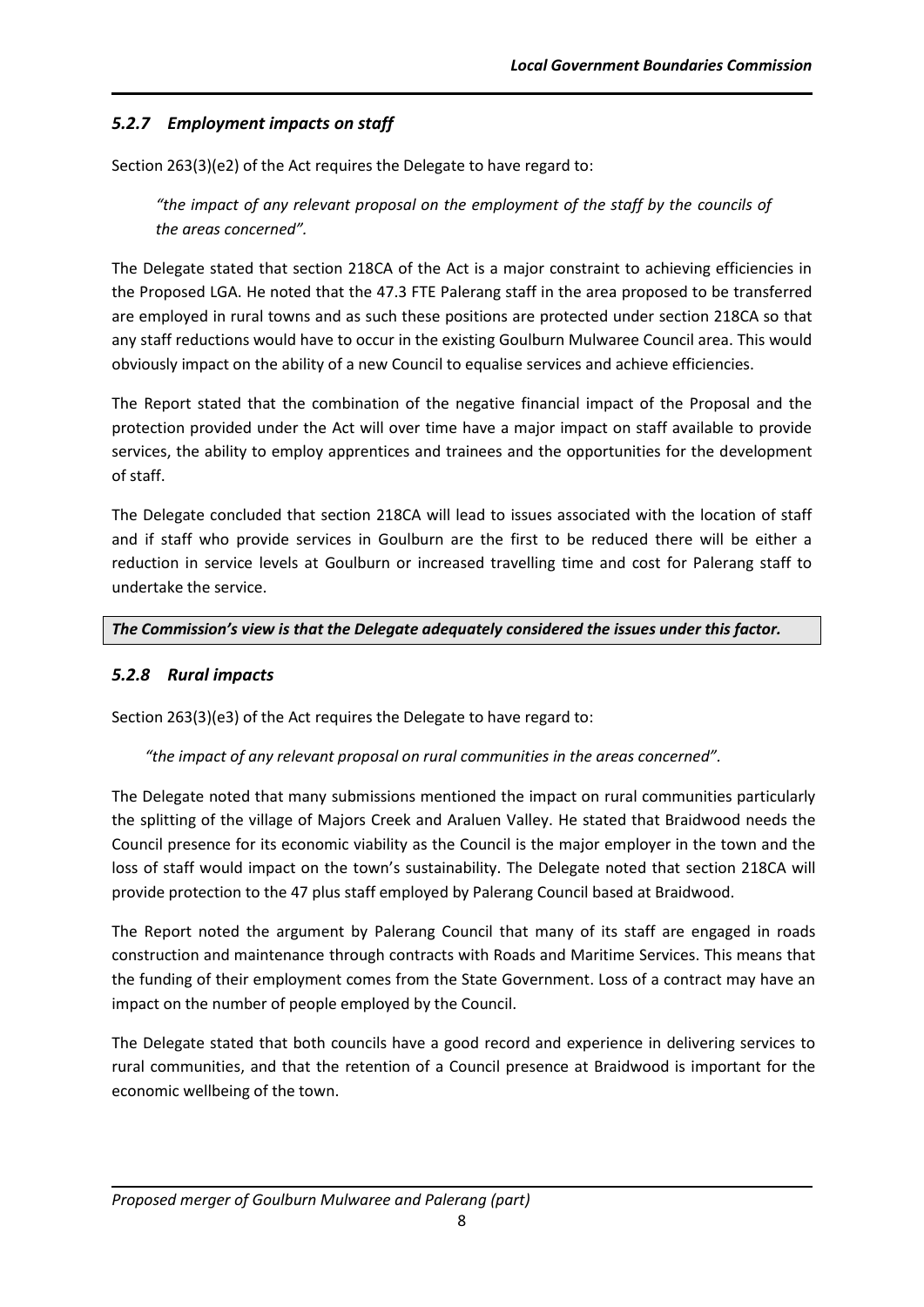### *5.2.7 Employment impacts on staff*

Section 263(3)(e2) of the Act requires the Delegate to have regard to:

> *"the impact of any relevant proposal on the employment of the staff by the councils of the areas concerned".*

The Delegate stated that section 218CA of the Act is a major constraint to achieving efficiencies in the Proposed LGA. He noted that the 47.3 FTE Palerang staff in the area proposed to be transferred are employed in rural towns and as such these positions are protected under section 218CA so that any staff reductions would have to occur in the existing Goulburn Mulwaree Council area. This would obviously impact on the ability of a new Council to equalise services and achieve efficiencies.

The Report stated that the combination of the negative financial impact of the Proposal and the protection provided under the Act will over time have a major impact on staff available to provide services, the ability to employ apprentices and trainees and the opportunities for the development of staff.

The Delegate concluded that section 218CA will lead to issues associated with the location of staff and if staff who provide services in Goulburn are the first to be reduced there will be either a reduction in service levels at Goulburn or increased travelling time and cost for Palerang staff to undertake the service.

***The Commission's view is that the Delegate adequately considered the issues under this factor.***

### *5.2.8 Rural impacts*

Section 263(3)(e3) of the Act requires the Delegate to have regard to:

> *"the impact of any relevant proposal on rural communities in the areas concerned".*

The Delegate noted that many submissions mentioned the impact on rural communities particularly the splitting of the village of Majors Creek and Araluen Valley. He stated that Braidwood needs the Council presence for its economic viability as the Council is the major employer in the town and the loss of staff would impact on the town's sustainability. The Delegate noted that section 218CA will provide protection to the 47 plus staff employed by Palerang Council based at Braidwood.

The Report noted the argument by Palerang Council that many of its staff are engaged in roads construction and maintenance through contracts with Roads and Maritime Services. This means that the funding of their employment comes from the State Government. Loss of a contract may have an impact on the number of people employed by the Council.

The Delegate stated that both councils have a good record and experience in delivering services to rural communities, and that the retention of a Council presence at Braidwood is important for the economic wellbeing of the town.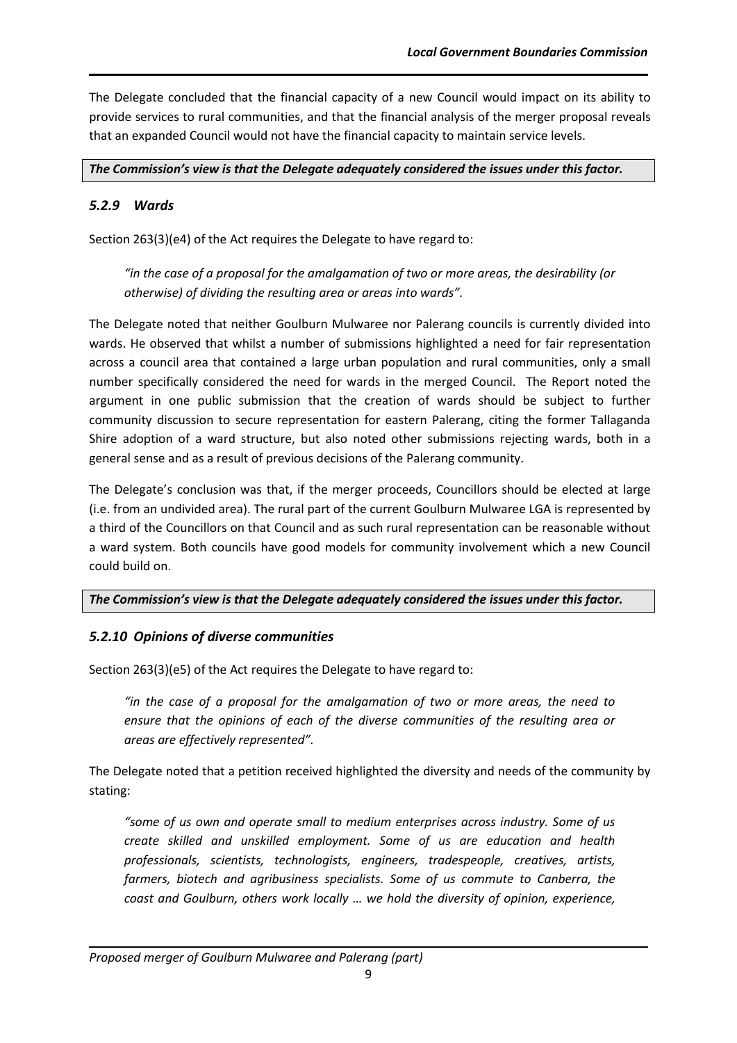The Delegate concluded that the financial capacity of a new Council would impact on its ability to provide services to rural communities, and that the financial analysis of the merger proposal reveals that an expanded Council would not have the financial capacity to maintain service levels.

***The Commission's view is that the Delegate adequately considered the issues under this factor.***

### *5.2.9 Wards*

Section 263(3)(e4) of the Act requires the Delegate to have regard to:

> *"in the case of a proposal for the amalgamation of two or more areas, the desirability (or otherwise) of dividing the resulting area or areas into wards".*

The Delegate noted that neither Goulburn Mulwaree nor Palerang councils is currently divided into wards. He observed that whilst a number of submissions highlighted a need for fair representation across a council area that contained a large urban population and rural communities, only a small number specifically considered the need for wards in the merged Council. The Report noted the argument in one public submission that the creation of wards should be subject to further community discussion to secure representation for eastern Palerang, citing the former Tallaganda Shire adoption of a ward structure, but also noted other submissions rejecting wards, both in a general sense and as a result of previous decisions of the Palerang community.

The Delegate's conclusion was that, if the merger proceeds, Councillors should be elected at large (i.e. from an undivided area). The rural part of the current Goulburn Mulwaree LGA is represented by a third of the Councillors on that Council and as such rural representation can be reasonable without a ward system. Both councils have good models for community involvement which a new Council could build on.

***The Commission's view is that the Delegate adequately considered the issues under this factor.***

### *5.2.10 Opinions of diverse communities*

Section 263(3)(e5) of the Act requires the Delegate to have regard to:

> *"in the case of a proposal for the amalgamation of two or more areas, the need to ensure that the opinions of each of the diverse communities of the resulting area or areas are effectively represented".*

The Delegate noted that a petition received highlighted the diversity and needs of the community by stating:

> *"some of us own and operate small to medium enterprises across industry. Some of us create skilled and unskilled employment. Some of us are education and health professionals, scientists, technologists, engineers, tradespeople, creatives, artists, farmers, biotech and agribusiness specialists. Some of us commute to Canberra, the coast and Goulburn, others work locally … we hold the diversity of opinion, experience,*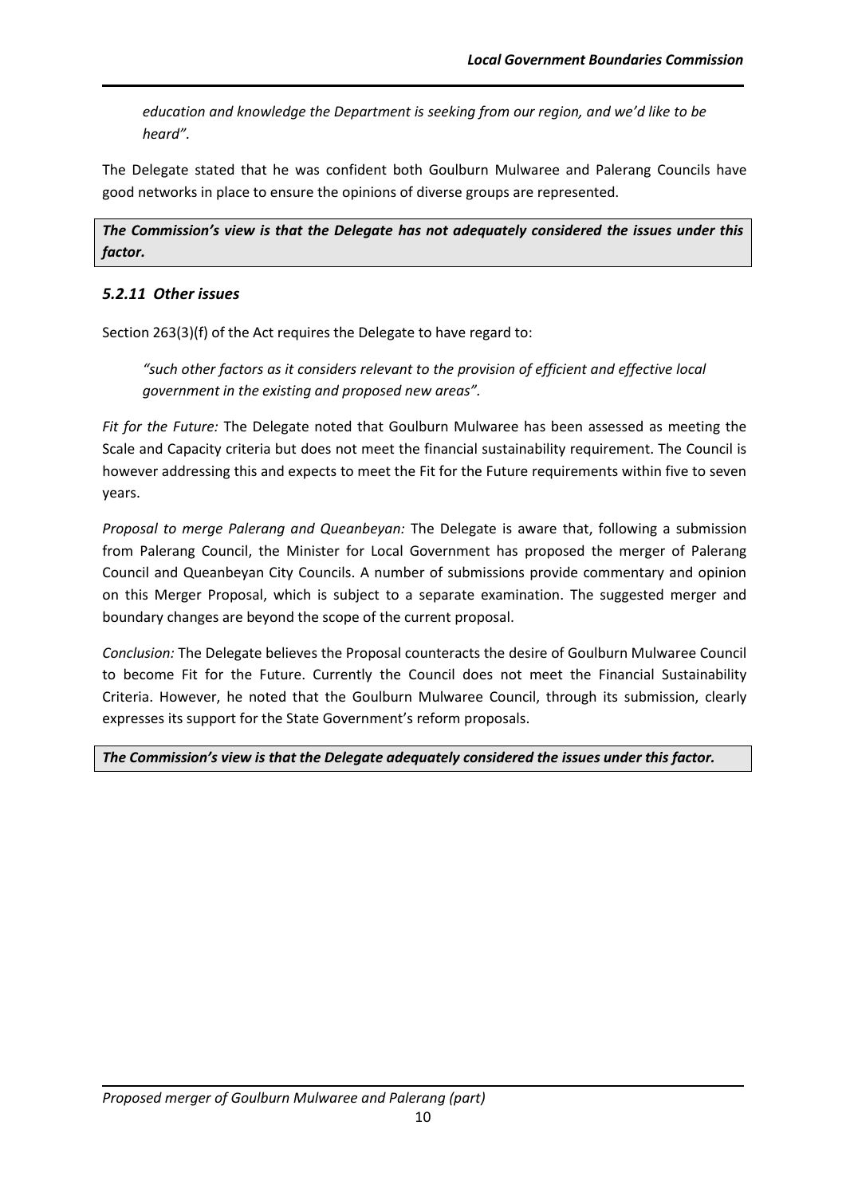*education and knowledge the Department is seeking from our region, and we'd like to be heard".*

The Delegate stated that he was confident both Goulburn Mulwaree and Palerang Councils have good networks in place to ensure the opinions of diverse groups are represented.

***The Commission's view is that the Delegate has not adequately considered the issues under this factor.***

### *5.2.11 Other issues*

Section 263(3)(f) of the Act requires the Delegate to have regard to:

*"such other factors as it considers relevant to the provision of efficient and effective local government in the existing and proposed new areas".*

*Fit for the Future:* The Delegate noted that Goulburn Mulwaree has been assessed as meeting the Scale and Capacity criteria but does not meet the financial sustainability requirement. The Council is however addressing this and expects to meet the Fit for the Future requirements within five to seven years.

*Proposal to merge Palerang and Queanbeyan:* The Delegate is aware that, following a submission from Palerang Council, the Minister for Local Government has proposed the merger of Palerang Council and Queanbeyan City Councils. A number of submissions provide commentary and opinion on this Merger Proposal, which is subject to a separate examination. The suggested merger and boundary changes are beyond the scope of the current proposal.

*Conclusion:* The Delegate believes the Proposal counteracts the desire of Goulburn Mulwaree Council to become Fit for the Future. Currently the Council does not meet the Financial Sustainability Criteria. However, he noted that the Goulburn Mulwaree Council, through its submission, clearly expresses its support for the State Government's reform proposals.

***The Commission's view is that the Delegate adequately considered the issues under this factor.***